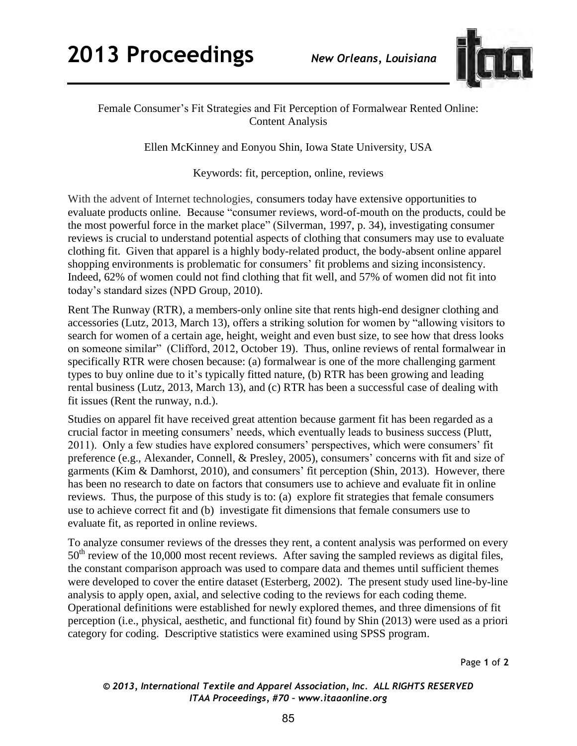Female Consumer's Fit Strategies and Fit Perception of Formalwear Rented Online: Content Analysis

Ellen McKinney and Eonyou Shin, Iowa State University, USA

Keywords: fit, perception, online, reviews

With the advent of Internet technologies, consumers today have extensive opportunities to evaluate products online. Because "consumer reviews, word-of-mouth on the products, could be the most powerful force in the market place" (Silverman, 1997, p. 34), investigating consumer reviews is crucial to understand potential aspects of clothing that consumers may use to evaluate clothing fit. Given that apparel is a highly body-related product, the body-absent online apparel shopping environments is problematic for consumers' fit problems and sizing inconsistency. Indeed, 62% of women could not find clothing that fit well, and 57% of women did not fit into today's standard sizes (NPD Group, 2010).

Rent The Runway (RTR), a members-only online site that rents high-end designer clothing and accessories (Lutz, 2013, March 13), offers a striking solution for women by "allowing visitors to search for women of a certain age, height, weight and even bust size, to see how that dress looks on someone similar" (Clifford, 2012, October 19). Thus, online reviews of rental formalwear in specifically RTR were chosen because: (a) formalwear is one of the more challenging garment types to buy online due to it's typically fitted nature, (b) RTR has been growing and leading rental business (Lutz, 2013, March 13), and (c) RTR has been a successful case of dealing with fit issues (Rent the runway, n.d.).

Studies on apparel fit have received great attention because garment fit has been regarded as a crucial factor in meeting consumers' needs, which eventually leads to business success (Plutt, 2011). Only a few studies have explored consumers' perspectives, which were consumers' fit preference (e.g., Alexander, Connell, & Presley, 2005), consumers' concerns with fit and size of garments (Kim & Damhorst, 2010), and consumers' fit perception (Shin, 2013). However, there has been no research to date on factors that consumers use to achieve and evaluate fit in online reviews. Thus, the purpose of this study is to: (a) explore fit strategies that female consumers use to achieve correct fit and (b) investigate fit dimensions that female consumers use to evaluate fit, as reported in online reviews.

To analyze consumer reviews of the dresses they rent, a content analysis was performed on every 50th review of the 10,000 most recent reviews. After saving the sampled reviews as digital files, the constant comparison approach was used to compare data and themes until sufficient themes were developed to cover the entire dataset (Esterberg, 2002). The present study used line-by-line analysis to apply open, axial, and selective coding to the reviews for each coding theme. Operational definitions were established for newly explored themes, and three dimensions of fit perception (i.e., physical, aesthetic, and functional fit) found by Shin (2013) were used as a priori category for coding. Descriptive statistics were examined using SPSS program.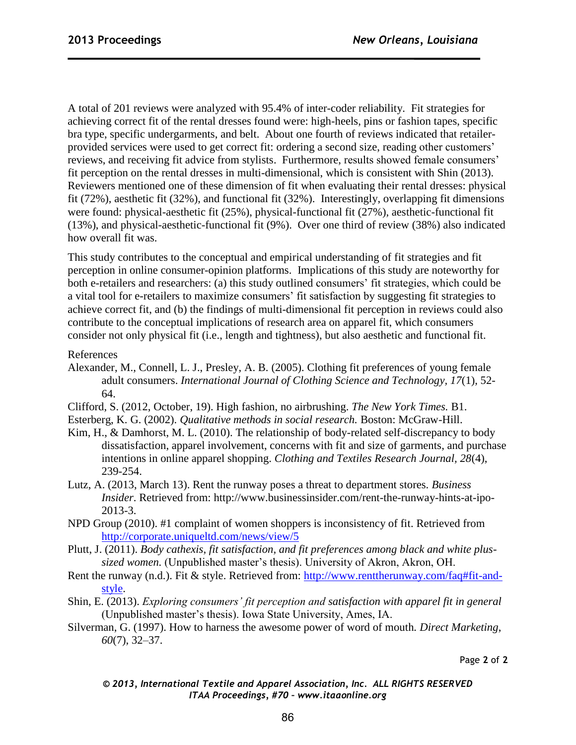A total of 201 reviews were analyzed with 95.4% of inter-coder reliability. Fit strategies for achieving correct fit of the rental dresses found were: high-heels, pins or fashion tapes, specific bra type, specific undergarments, and belt. About one fourth of reviews indicated that retailer-provided services were used to get correct fit: ordering a second size, reading other customers' reviews, and receiving fit advice from stylists. Furthermore, results showed female consumers' fit perception on the rental dresses in multi-dimensional, which is consistent with Shin (2013). Reviewers mentioned one of these dimension of fit when evaluating their rental dresses: physical fit (72%), aesthetic fit (32%), and functional fit (32%). Interestingly, overlapping fit dimensions were found: physical-aesthetic fit (25%), physical-functional fit (27%), aesthetic-functional fit (13%), and physical-aesthetic-functional fit (9%). Over one third of review (38%) also indicated how overall fit was.

This study contributes to the conceptual and empirical understanding of fit strategies and fit perception in online consumer-opinion platforms. Implications of this study are noteworthy for both e-retailers and researchers: (a) this study outlined consumers' fit strategies, which could be a vital tool for e-retailers to maximize consumers' fit satisfaction by suggesting fit strategies to achieve correct fit, and (b) the findings of multi-dimensional fit perception in reviews could also contribute to the conceptual implications of research area on apparel fit, which consumers consider not only physical fit (i.e., length and tightness), but also aesthetic and functional fit.

References

Alexander, M., Connell, L. J., Presley, A. B. (2005). Clothing fit preferences of young female adult consumers. *International Journal of Clothing Science and Technology*, *17*(1), 52-64.

Clifford, S. (2012, October, 19). High fashion, no airbrushing. *The New York Times.* B1.

Esterberg, K. G. (2002). *Qualitative methods in social research.* Boston: McGraw-Hill.

Kim, H., & Damhorst, M. L. (2010). The relationship of body-related self-discrepancy to body dissatisfaction, apparel involvement, concerns with fit and size of garments, and purchase intentions in online apparel shopping. *Clothing and Textiles Research Journal, 28*(4), 239-254.

Lutz, A. (2013, March 13). Rent the runway poses a threat to department stores. *Business Insider*. Retrieved from: http://www.businessinsider.com/rent-the-runway-hints-at-ipo-2013-3.

NPD Group (2010). #1 complaint of women shoppers is inconsistency of fit. Retrieved from http://corporate.uniqueltd.com/news/view/5

Plutt, J. (2011). *Body cathexis, fit satisfaction, and fit preferences among black and white plus-sized women.* (Unpublished master's thesis). University of Akron, Akron, OH.

Rent the runway (n.d.). Fit & style. Retrieved from: http://www.renttherunway.com/faq#fit-and-style.

Shin, E. (2013). *Exploring consumers' fit perception and satisfaction with apparel fit in general* (Unpublished master's thesis). Iowa State University, Ames, IA.

Silverman, G. (1997). How to harness the awesome power of word of mouth. *Direct Marketing*, *60*(7), 32–37.